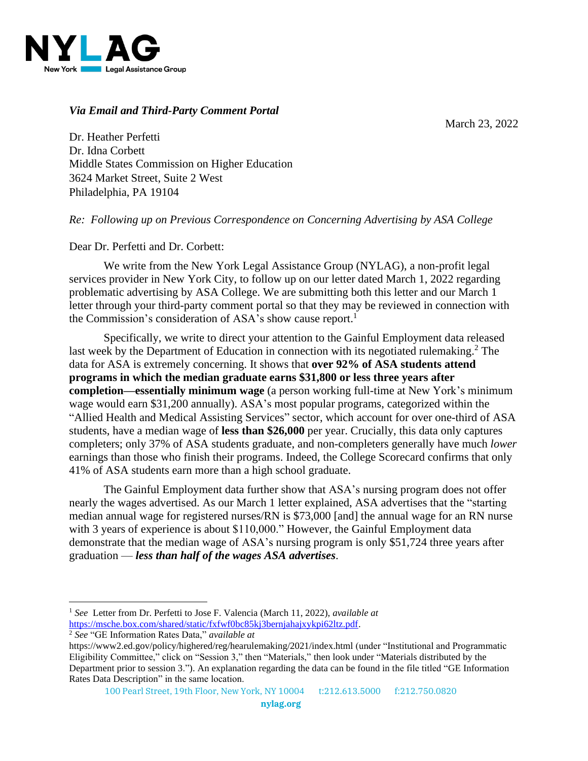NYLAG

New York Legal Assistance Group

*Via Email and Third-Party Comment Portal*

March 23, 2022

Dr. Heather Perfetti
Dr. Idna Corbett
Middle States Commission on Higher Education
3624 Market Street, Suite 2 West
Philadelphia, PA 19104

*Re: Following up on Previous Correspondence on Concerning Advertising by ASA College*

Dear Dr. Perfetti and Dr. Corbett:

We write from the New York Legal Assistance Group (NYLAG), a non-profit legal services provider in New York City, to follow up on our letter dated March 1, 2022 regarding problematic advertising by ASA College. We are submitting both this letter and our March 1 letter through your third-party comment portal so that they may be reviewed in connection with the Commission's consideration of ASA's show cause report.[1]

Specifically, we write to direct your attention to the Gainful Employment data released last week by the Department of Education in connection with its negotiated rulemaking.[2] The data for ASA is extremely concerning. It shows that **over 92% of ASA students attend programs in which the median graduate earns $31,800 or less three years after completion—essentially minimum wage** (a person working full-time at New York's minimum wage would earn $31,200 annually). ASA's most popular programs, categorized within the "Allied Health and Medical Assisting Services" sector, which account for over one-third of ASA students, have a median wage of **less than $26,000** per year. Crucially, this data only captures completers; only 37% of ASA students graduate, and non-completers generally have much *lower* earnings than those who finish their programs. Indeed, the College Scorecard confirms that only 41% of ASA students earn more than a high school graduate.

The Gainful Employment data further show that ASA's nursing program does not offer nearly the wages advertised. As our March 1 letter explained, ASA advertises that the "starting median annual wage for registered nurses/RN is $73,000 [and] the annual wage for an RN nurse with 3 years of experience is about $110,000." However, the Gainful Employment data demonstrate that the median wage of ASA's nursing program is only $51,724 three years after graduation — ***less than half of the wages ASA advertises***.

---

[1] *See* Letter from Dr. Perfetti to Jose F. Valencia (March 11, 2022), *available at* https://msche.box.com/shared/static/fxfwf0bc85kj3bernjahajxykpi62ltz.pdf.

[2] *See* "GE Information Rates Data," *available at* https://www2.ed.gov/policy/highered/reg/hearulemaking/2021/index.html (under "Institutional and Programmatic Eligibility Committee," click on "Session 3," then "Materials," then look under "Materials distributed by the Department prior to session 3."). An explanation regarding the data can be found in the file titled "GE Information Rates Data Description" in the same location.

100 Pearl Street, 19th Floor, New York, NY 10004 t:212.613.5000 f:212.750.0820
nylag.org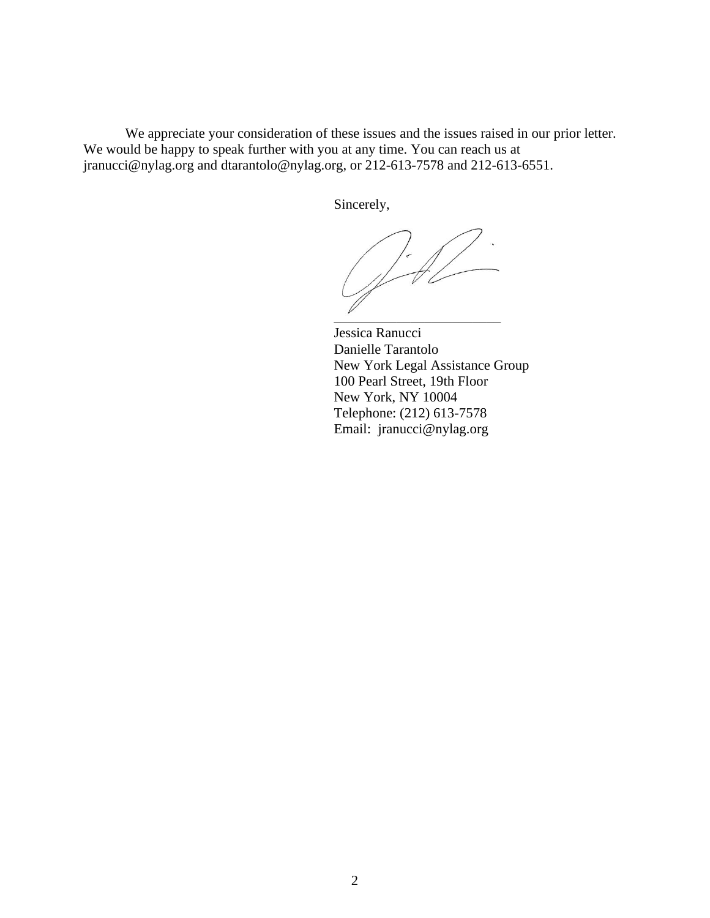We appreciate your consideration of these issues and the issues raised in our prior letter. We would be happy to speak further with you at any time. You can reach us at jranucci@nylag.org and dtarantolo@nylag.org, or 212-613-7578 and 212-613-6551.

Sincerely,

\_\_\_\_\_\_\_\_\_\_\_\_\_\_\_\_\_\_\_\_\_\_\_\_\_\_

Jessica Ranucci  
Danielle Tarantolo  
New York Legal Assistance Group  
100 Pearl Street, 19th Floor  
New York, NY 10004  
Telephone: (212) 613-7578  
Email: jranucci@nylag.org